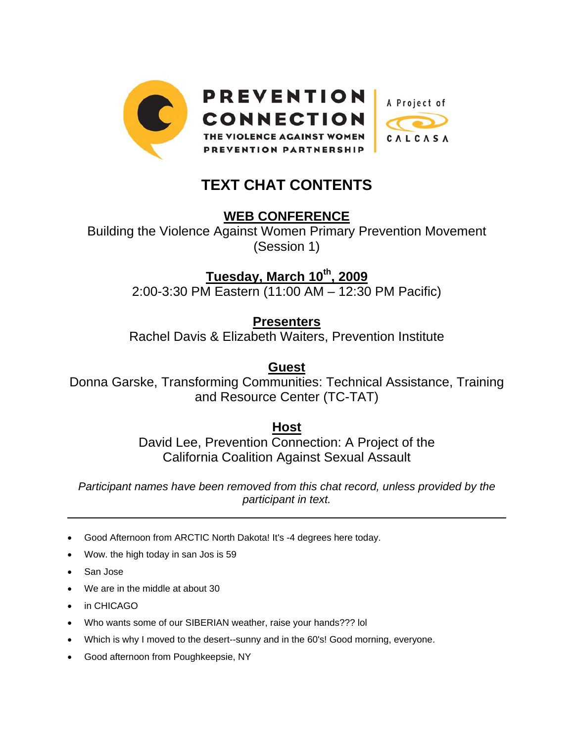PREVENTION CONNECTION
THE VIOLENCE AGAINST WOMEN PREVENTION PARTNERSHIP

A Project of CALCASA

# TEXT CHAT CONTENTS

## WEB CONFERENCE

Building the Violence Against Women Primary Prevention Movement (Session 1)

**Tuesday, March 10th, 2009**

2:00-3:30 PM Eastern (11:00 AM – 12:30 PM Pacific)

**Presenters**

Rachel Davis & Elizabeth Waiters, Prevention Institute

**Guest**

Donna Garske, Transforming Communities: Technical Assistance, Training and Resource Center (TC-TAT)

**Host**

David Lee, Prevention Connection: A Project of the California Coalition Against Sexual Assault

*Participant names have been removed from this chat record, unless provided by the participant in text.*

---

- Good Afternoon from ARCTIC North Dakota! It's -4 degrees here today.
- Wow. the high today in san Jos is 59
- San Jose
- We are in the middle at about 30
- in CHICAGO
- Who wants some of our SIBERIAN weather, raise your hands??? lol
- Which is why I moved to the desert--sunny and in the 60's! Good morning, everyone.
- Good afternoon from Poughkeepsie, NY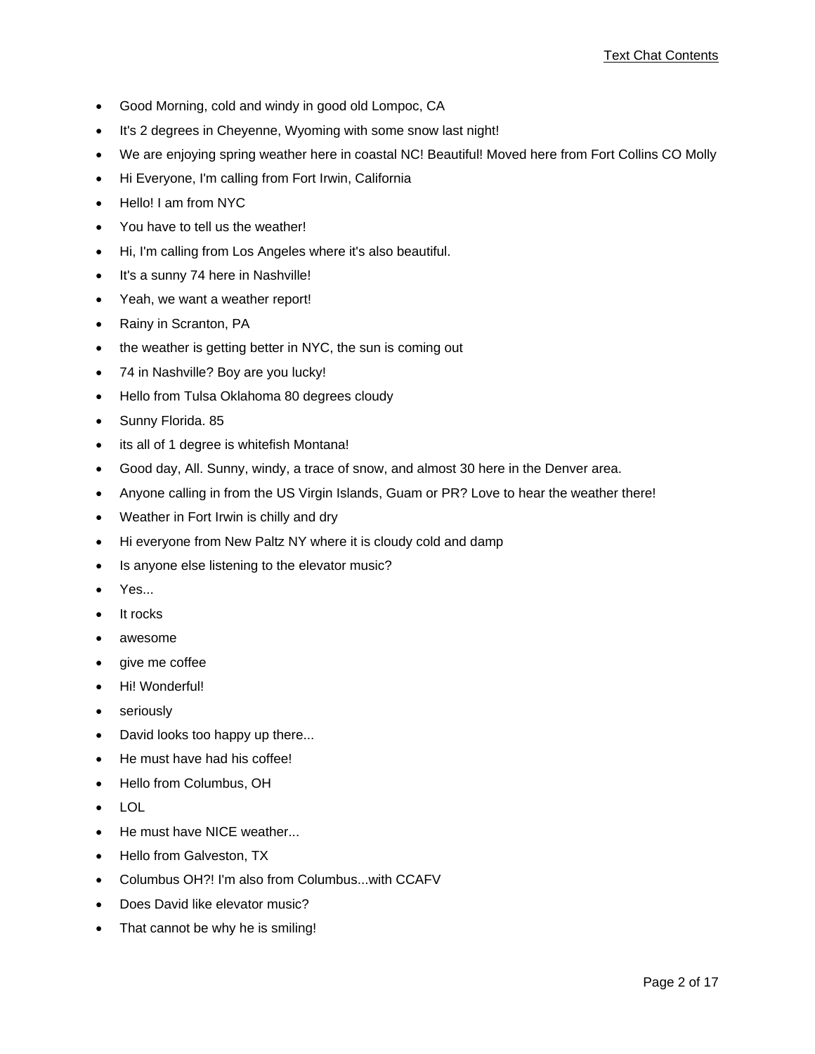- Good Morning, cold and windy in good old Lompoc, CA
- It's 2 degrees in Cheyenne, Wyoming with some snow last night!
- We are enjoying spring weather here in coastal NC! Beautiful! Moved here from Fort Collins CO Molly
- Hi Everyone, I'm calling from Fort Irwin, California
- Hello! I am from NYC
- You have to tell us the weather!
- Hi, I'm calling from Los Angeles where it's also beautiful.
- It's a sunny 74 here in Nashville!
- Yeah, we want a weather report!
- Rainy in Scranton, PA
- the weather is getting better in NYC, the sun is coming out
- 74 in Nashville? Boy are you lucky!
- Hello from Tulsa Oklahoma 80 degrees cloudy
- Sunny Florida. 85
- its all of 1 degree is whitefish Montana!
- Good day, All. Sunny, windy, a trace of snow, and almost 30 here in the Denver area.
- Anyone calling in from the US Virgin Islands, Guam or PR? Love to hear the weather there!
- Weather in Fort Irwin is chilly and dry
- Hi everyone from New Paltz NY where it is cloudy cold and damp
- Is anyone else listening to the elevator music?
- Yes...
- It rocks
- awesome
- give me coffee
- Hi! Wonderful!
- seriously
- David looks too happy up there...
- He must have had his coffee!
- Hello from Columbus, OH
- LOL
- He must have NICE weather...
- Hello from Galveston, TX
- Columbus OH?! I'm also from Columbus...with CCAFV
- Does David like elevator music?
- That cannot be why he is smiling!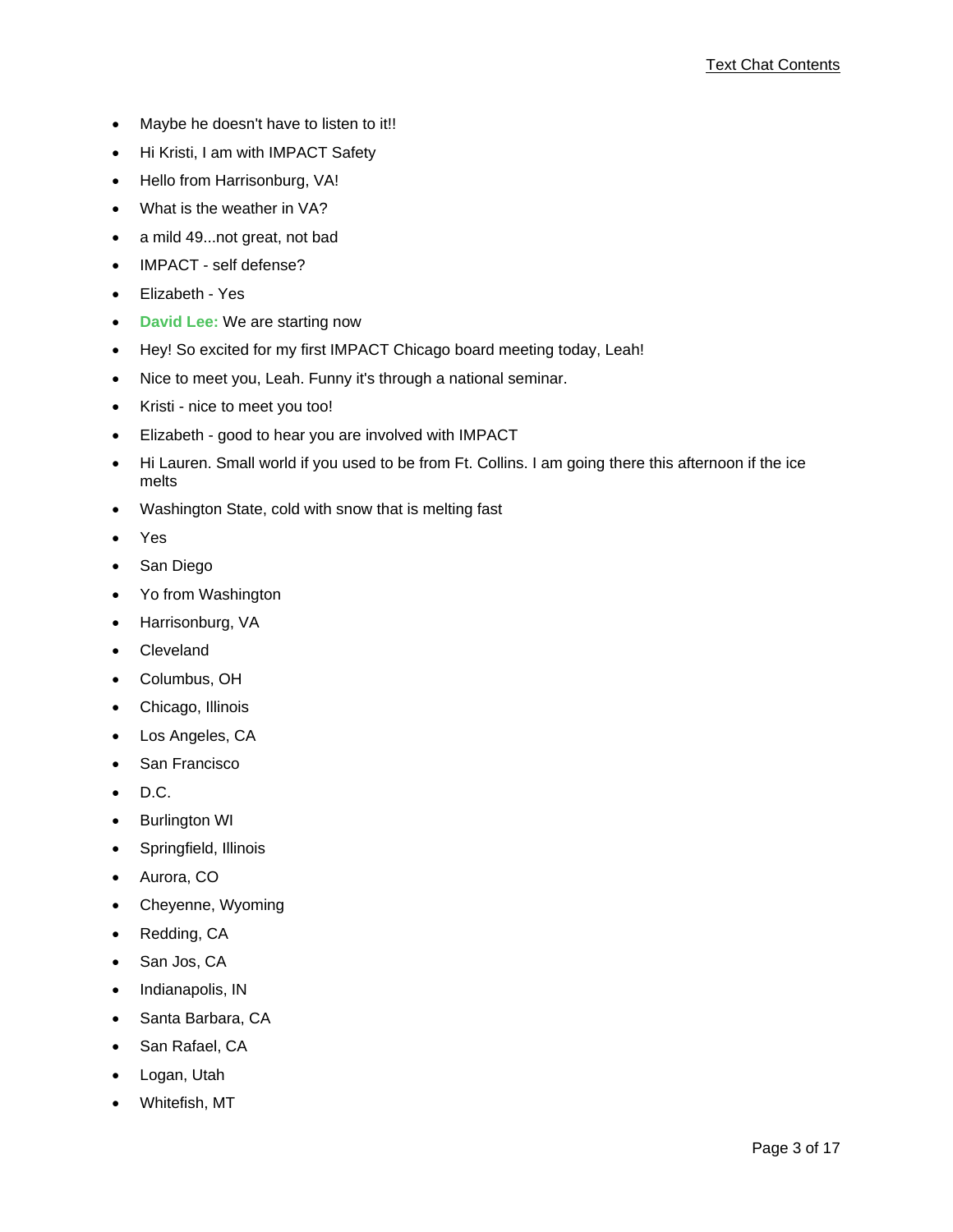- Maybe he doesn't have to listen to it!!
- Hi Kristi, I am with IMPACT Safety
- Hello from Harrisonburg, VA!
- What is the weather in VA?
- a mild 49...not great, not bad
- IMPACT - self defense?
- Elizabeth - Yes
- **David Lee:** We are starting now
- Hey! So excited for my first IMPACT Chicago board meeting today, Leah!
- Nice to meet you, Leah. Funny it's through a national seminar.
- Kristi - nice to meet you too!
- Elizabeth - good to hear you are involved with IMPACT
- Hi Lauren. Small world if you used to be from Ft. Collins. I am going there this afternoon if the ice melts
- Washington State, cold with snow that is melting fast
- Yes
- San Diego
- Yo from Washington
- Harrisonburg, VA
- Cleveland
- Columbus, OH
- Chicago, Illinois
- Los Angeles, CA
- San Francisco
- D.C.
- Burlington WI
- Springfield, Illinois
- Aurora, CO
- Cheyenne, Wyoming
- Redding, CA
- San Jos, CA
- Indianapolis, IN
- Santa Barbara, CA
- San Rafael, CA
- Logan, Utah
- Whitefish, MT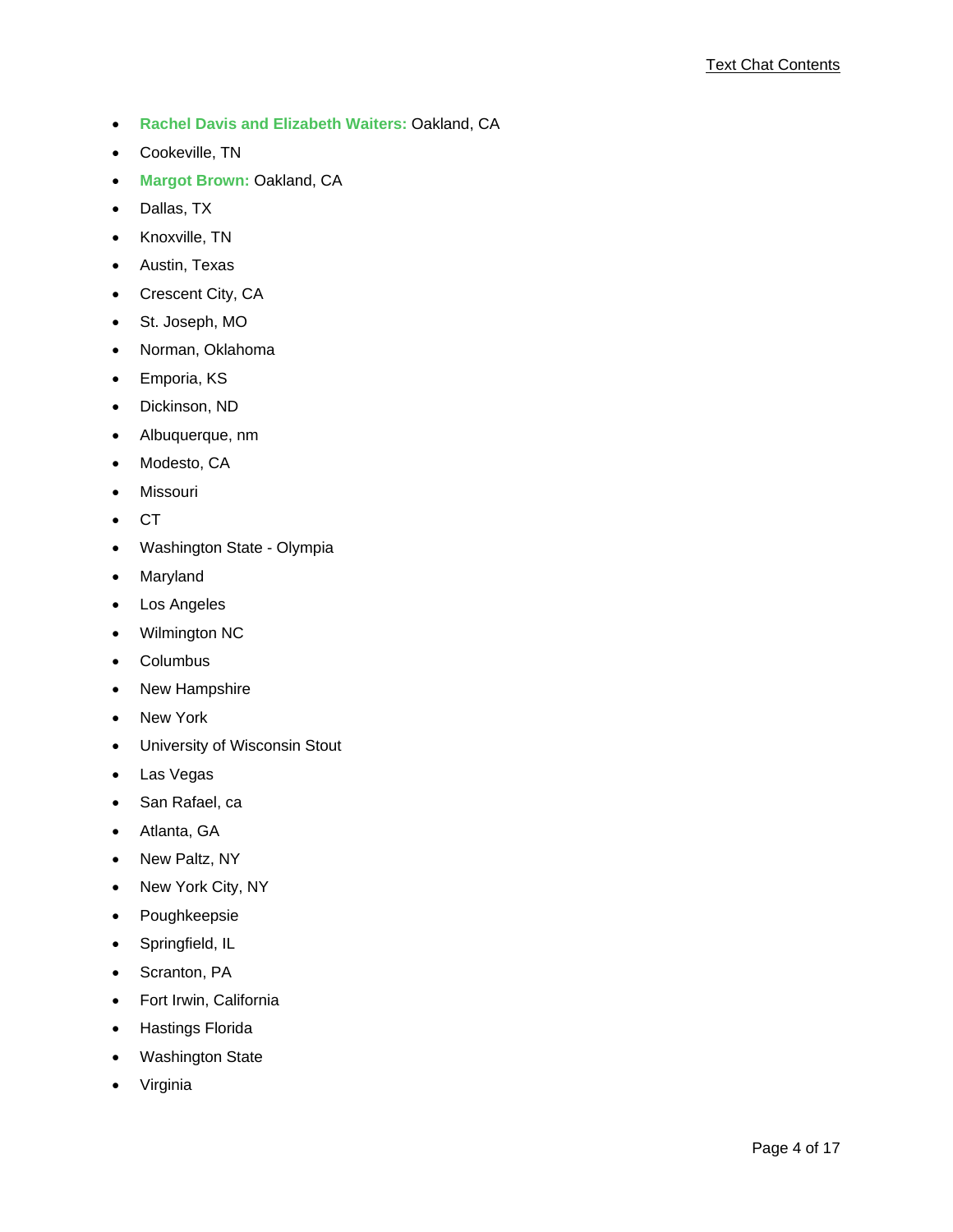- **Rachel Davis and Elizabeth Waiters:** Oakland, CA
- Cookeville, TN
- **Margot Brown:** Oakland, CA
- Dallas, TX
- Knoxville, TN
- Austin, Texas
- Crescent City, CA
- St. Joseph, MO
- Norman, Oklahoma
- Emporia, KS
- Dickinson, ND
- Albuquerque, nm
- Modesto, CA
- Missouri
- CT
- Washington State - Olympia
- Maryland
- Los Angeles
- Wilmington NC
- Columbus
- New Hampshire
- New York
- University of Wisconsin Stout
- Las Vegas
- San Rafael, ca
- Atlanta, GA
- New Paltz, NY
- New York City, NY
- Poughkeepsie
- Springfield, IL
- Scranton, PA
- Fort Irwin, California
- Hastings Florida
- Washington State
- Virginia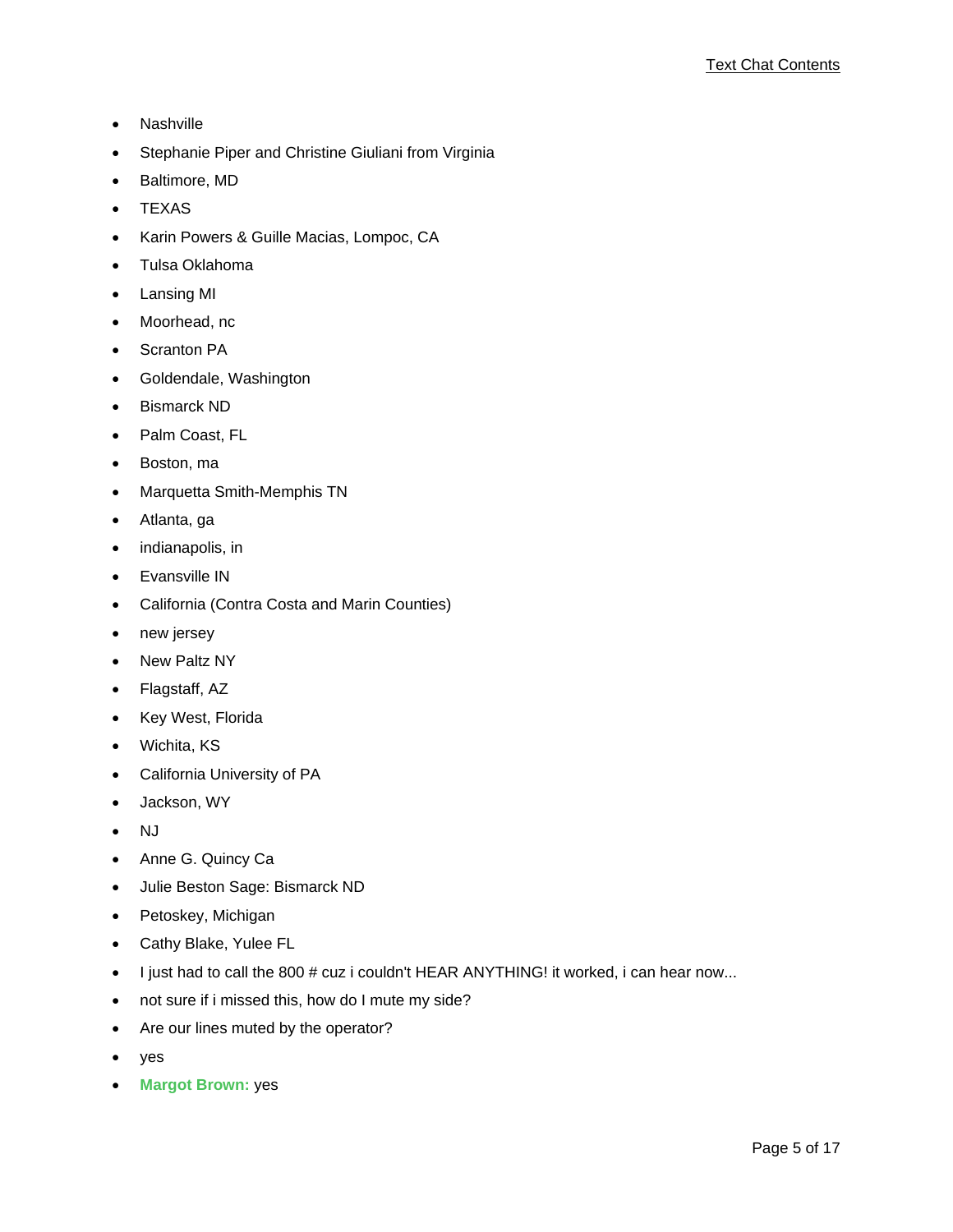- Nashville
- Stephanie Piper and Christine Giuliani from Virginia
- Baltimore, MD
- TEXAS
- Karin Powers & Guille Macias, Lompoc, CA
- Tulsa Oklahoma
- Lansing MI
- Moorhead, nc
- Scranton PA
- Goldendale, Washington
- Bismarck ND
- Palm Coast, FL
- Boston, ma
- Marquetta Smith-Memphis TN
- Atlanta, ga
- indianapolis, in
- Evansville IN
- California (Contra Costa and Marin Counties)
- new jersey
- New Paltz NY
- Flagstaff, AZ
- Key West, Florida
- Wichita, KS
- California University of PA
- Jackson, WY
- NJ
- Anne G. Quincy Ca
- Julie Beston Sage: Bismarck ND
- Petoskey, Michigan
- Cathy Blake, Yulee FL
- I just had to call the 800 # cuz i couldn't HEAR ANYTHING! it worked, i can hear now...
- not sure if i missed this, how do I mute my side?
- Are our lines muted by the operator?
- yes
- **Margot Brown:** yes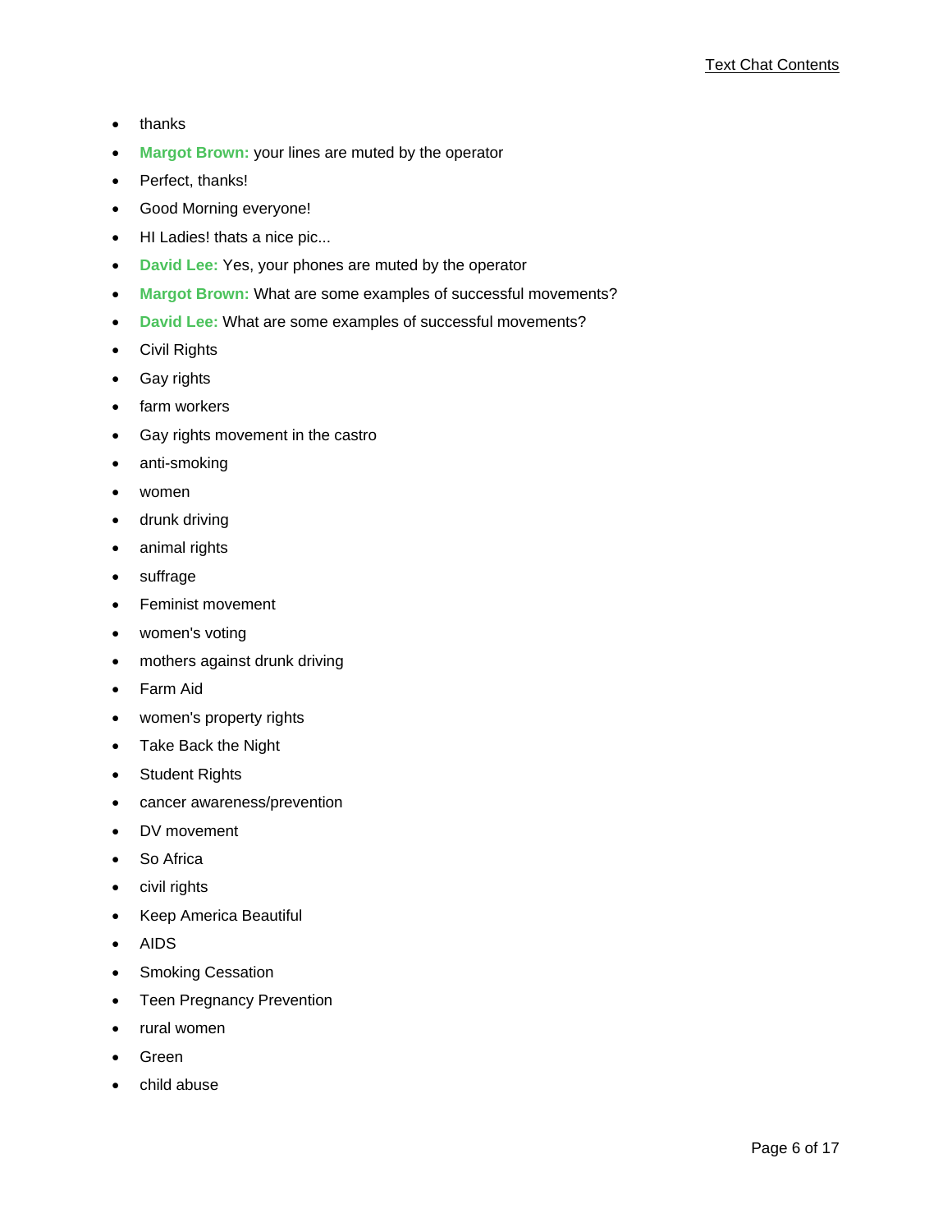- thanks
- **Margot Brown:** your lines are muted by the operator
- Perfect, thanks!
- Good Morning everyone!
- HI Ladies! thats a nice pic...
- **David Lee:** Yes, your phones are muted by the operator
- **Margot Brown:** What are some examples of successful movements?
- **David Lee:** What are some examples of successful movements?
- Civil Rights
- Gay rights
- farm workers
- Gay rights movement in the castro
- anti-smoking
- women
- drunk driving
- animal rights
- suffrage
- Feminist movement
- women's voting
- mothers against drunk driving
- Farm Aid
- women's property rights
- Take Back the Night
- Student Rights
- cancer awareness/prevention
- DV movement
- So Africa
- civil rights
- Keep America Beautiful
- AIDS
- Smoking Cessation
- Teen Pregnancy Prevention
- rural women
- Green
- child abuse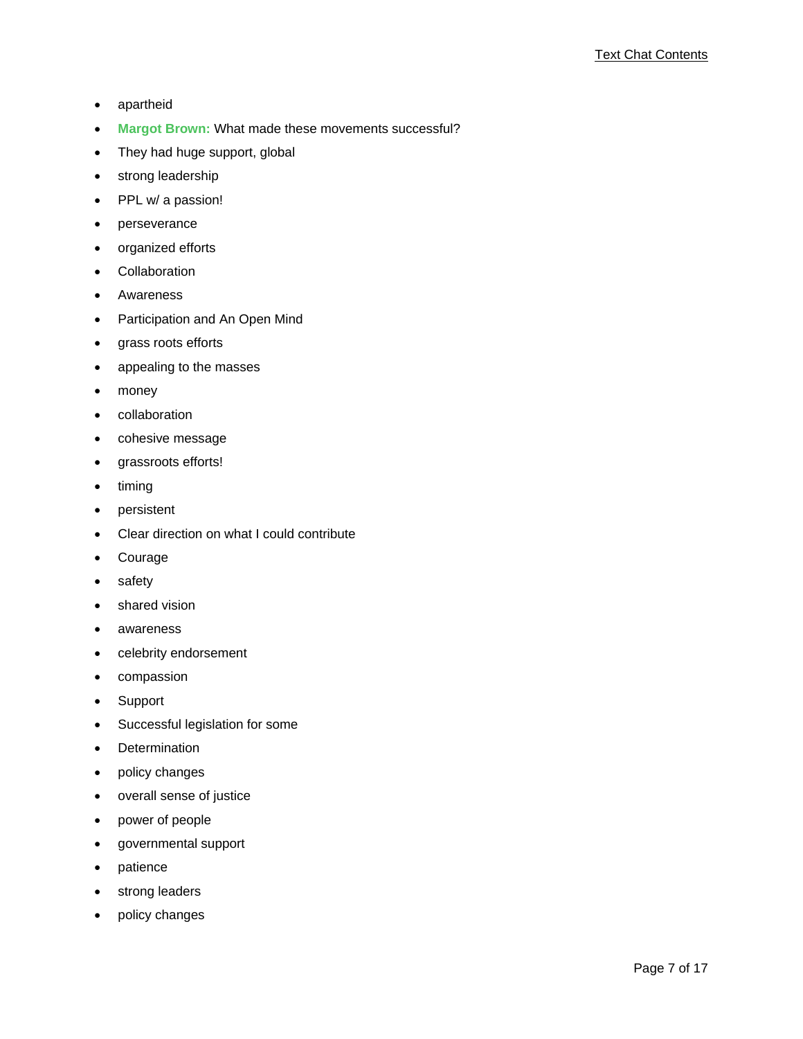- apartheid
- **Margot Brown:** What made these movements successful?
- They had huge support, global
- strong leadership
- PPL w/ a passion!
- perseverance
- organized efforts
- Collaboration
- Awareness
- Participation and An Open Mind
- grass roots efforts
- appealing to the masses
- money
- collaboration
- cohesive message
- grassroots efforts!
- timing
- persistent
- Clear direction on what I could contribute
- Courage
- safety
- shared vision
- awareness
- celebrity endorsement
- compassion
- Support
- Successful legislation for some
- Determination
- policy changes
- overall sense of justice
- power of people
- governmental support
- patience
- strong leaders
- policy changes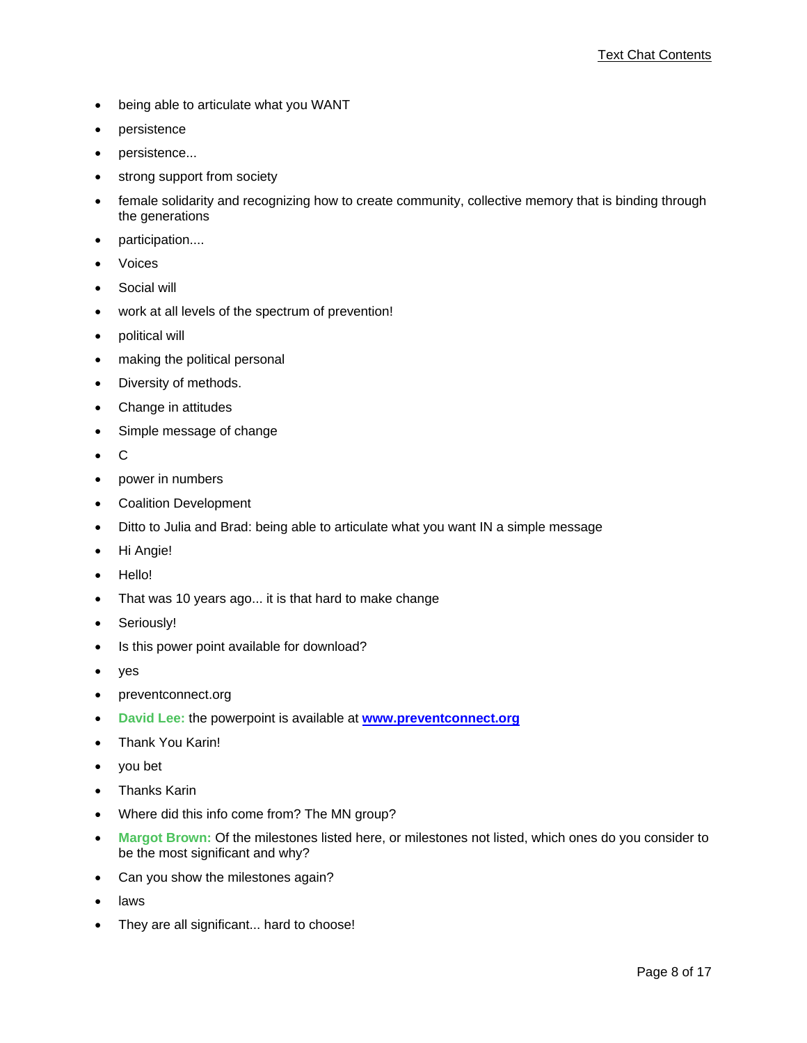- being able to articulate what you WANT
- persistence
- persistence...
- strong support from society
- female solidarity and recognizing how to create community, collective memory that is binding through the generations
- participation....
- Voices
- Social will
- work at all levels of the spectrum of prevention!
- political will
- making the political personal
- Diversity of methods.
- Change in attitudes
- Simple message of change
- C
- power in numbers
- Coalition Development
- Ditto to Julia and Brad: being able to articulate what you want IN a simple message
- Hi Angie!
- Hello!
- That was 10 years ago... it is that hard to make change
- Seriously!
- Is this power point available for download?
- yes
- preventconnect.org
- **David Lee:** the powerpoint is available at **[www.preventconnect.org](http://www.preventconnect.org)**
- Thank You Karin!
- you bet
- Thanks Karin
- Where did this info come from? The MN group?
- **Margot Brown:** Of the milestones listed here, or milestones not listed, which ones do you consider to be the most significant and why?
- Can you show the milestones again?
- laws
- They are all significant... hard to choose!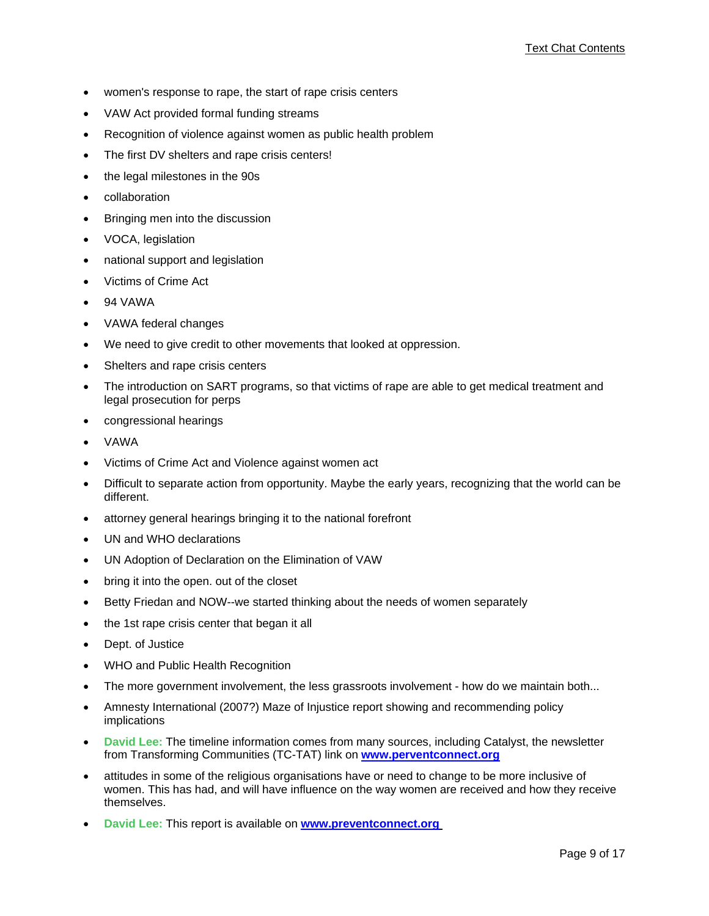- women's response to rape, the start of rape crisis centers
- VAW Act provided formal funding streams
- Recognition of violence against women as public health problem
- The first DV shelters and rape crisis centers!
- the legal milestones in the 90s
- collaboration
- Bringing men into the discussion
- VOCA, legislation
- national support and legislation
- Victims of Crime Act
- 94 VAWA
- VAWA federal changes
- We need to give credit to other movements that looked at oppression.
- Shelters and rape crisis centers
- The introduction on SART programs, so that victims of rape are able to get medical treatment and legal prosecution for perps
- congressional hearings
- VAWA
- Victims of Crime Act and Violence against women act
- Difficult to separate action from opportunity. Maybe the early years, recognizing that the world can be different.
- attorney general hearings bringing it to the national forefront
- UN and WHO declarations
- UN Adoption of Declaration on the Elimination of VAW
- bring it into the open. out of the closet
- Betty Friedan and NOW--we started thinking about the needs of women separately
- the 1st rape crisis center that began it all
- Dept. of Justice
- WHO and Public Health Recognition
- The more government involvement, the less grassroots involvement - how do we maintain both...
- Amnesty International (2007?) Maze of Injustice report showing and recommending policy implications
- **David Lee:** The timeline information comes from many sources, including Catalyst, the newsletter from Transforming Communities (TC-TAT) link on **www.perventconnect.org**
- attitudes in some of the religious organisations have or need to change to be more inclusive of women. This has had, and will have influence on the way women are received and how they receive themselves.
- **David Lee:** This report is available on **www.preventconnect.org**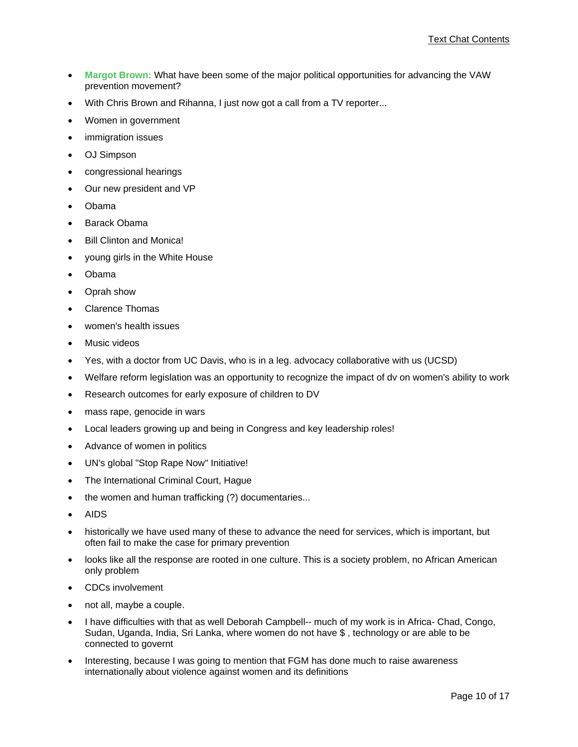- **Margot Brown:** What have been some of the major political opportunities for advancing the VAW prevention movement?
- With Chris Brown and Rihanna, I just now got a call from a TV reporter...
- Women in government
- immigration issues
- OJ Simpson
- congressional hearings
- Our new president and VP
- Obama
- Barack Obama
- Bill Clinton and Monica!
- young girls in the White House
- Obama
- Oprah show
- Clarence Thomas
- women's health issues
- Music videos
- Yes, with a doctor from UC Davis, who is in a leg. advocacy collaborative with us (UCSD)
- Welfare reform legislation was an opportunity to recognize the impact of dv on women's ability to work
- Research outcomes for early exposure of children to DV
- mass rape, genocide in wars
- Local leaders growing up and being in Congress and key leadership roles!
- Advance of women in politics
- UN's global "Stop Rape Now" Initiative!
- The International Criminal Court, Hague
- the women and human trafficking (?) documentaries...
- AIDS
- historically we have used many of these to advance the need for services, which is important, but often fail to make the case for primary prevention
- looks like all the response are rooted in one culture. This is a society problem, no African American only problem
- CDCs involvement
- not all, maybe a couple.
- I have difficulties with that as well Deborah Campbell-- much of my work is in Africa- Chad, Congo, Sudan, Uganda, India, Sri Lanka, where women do not have $ , technology or are able to be connected to govermt
- Interesting, because I was going to mention that FGM has done much to raise awareness internationally about violence against women and its definitions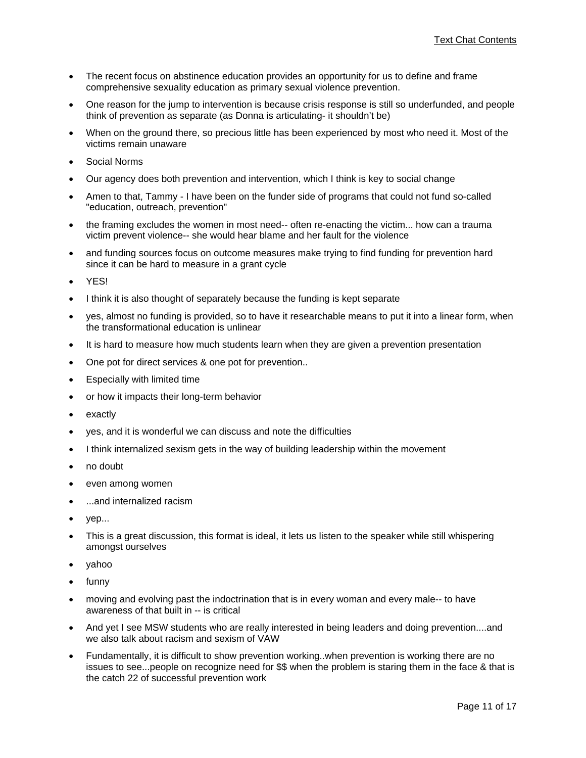- The recent focus on abstinence education provides an opportunity for us to define and frame comprehensive sexuality education as primary sexual violence prevention.
- One reason for the jump to intervention is because crisis response is still so underfunded, and people think of prevention as separate (as Donna is articulating- it shouldn't be)
- When on the ground there, so precious little has been experienced by most who need it. Most of the victims remain unaware
- Social Norms
- Our agency does both prevention and intervention, which I think is key to social change
- Amen to that, Tammy - I have been on the funder side of programs that could not fund so-called "education, outreach, prevention"
- the framing excludes the women in most need-- often re-enacting the victim... how can a trauma victim prevent violence-- she would hear blame and her fault for the violence
- and funding sources focus on outcome measures make trying to find funding for prevention hard since it can be hard to measure in a grant cycle
- YES!
- I think it is also thought of separately because the funding is kept separate
- yes, almost no funding is provided, so to have it researchable means to put it into a linear form, when the transformational education is unlinear
- It is hard to measure how much students learn when they are given a prevention presentation
- One pot for direct services & one pot for prevention..
- Especially with limited time
- or how it impacts their long-term behavior
- exactly
- yes, and it is wonderful we can discuss and note the difficulties
- I think internalized sexism gets in the way of building leadership within the movement
- no doubt
- even among women
- ...and internalized racism
- yep...
- This is a great discussion, this format is ideal, it lets us listen to the speaker while still whispering amongst ourselves
- yahoo
- funny
- moving and evolving past the indoctrination that is in every woman and every male-- to have awareness of that built in -- is critical
- And yet I see MSW students who are really interested in being leaders and doing prevention....and we also talk about racism and sexism of VAW
- Fundamentally, it is difficult to show prevention working..when prevention is working there are no issues to see...people on recognize need for $$ when the problem is staring them in the face & that is the catch 22 of successful prevention work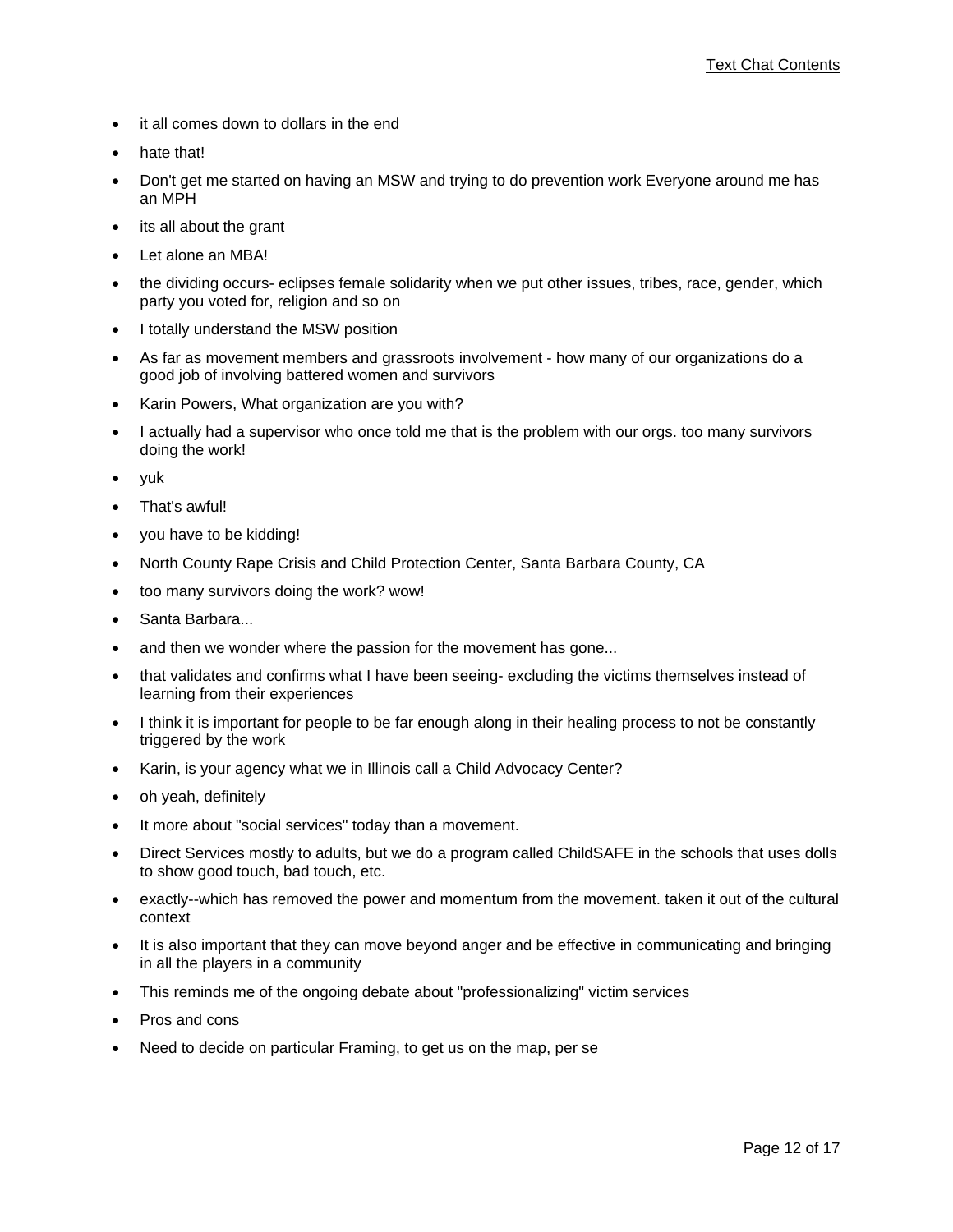- it all comes down to dollars in the end
- hate that!
- Don't get me started on having an MSW and trying to do prevention work Everyone around me has an MPH
- its all about the grant
- Let alone an MBA!
- the dividing occurs- eclipses female solidarity when we put other issues, tribes, race, gender, which party you voted for, religion and so on
- I totally understand the MSW position
- As far as movement members and grassroots involvement - how many of our organizations do a good job of involving battered women and survivors
- Karin Powers, What organization are you with?
- I actually had a supervisor who once told me that is the problem with our orgs. too many survivors doing the work!
- yuk
- That's awful!
- you have to be kidding!
- North County Rape Crisis and Child Protection Center, Santa Barbara County, CA
- too many survivors doing the work? wow!
- Santa Barbara...
- and then we wonder where the passion for the movement has gone...
- that validates and confirms what I have been seeing- excluding the victims themselves instead of learning from their experiences
- I think it is important for people to be far enough along in their healing process to not be constantly triggered by the work
- Karin, is your agency what we in Illinois call a Child Advocacy Center?
- oh yeah, definitely
- It more about "social services" today than a movement.
- Direct Services mostly to adults, but we do a program called ChildSAFE in the schools that uses dolls to show good touch, bad touch, etc.
- exactly--which has removed the power and momentum from the movement. taken it out of the cultural context
- It is also important that they can move beyond anger and be effective in communicating and bringing in all the players in a community
- This reminds me of the ongoing debate about "professionalizing" victim services
- Pros and cons
- Need to decide on particular Framing, to get us on the map, per se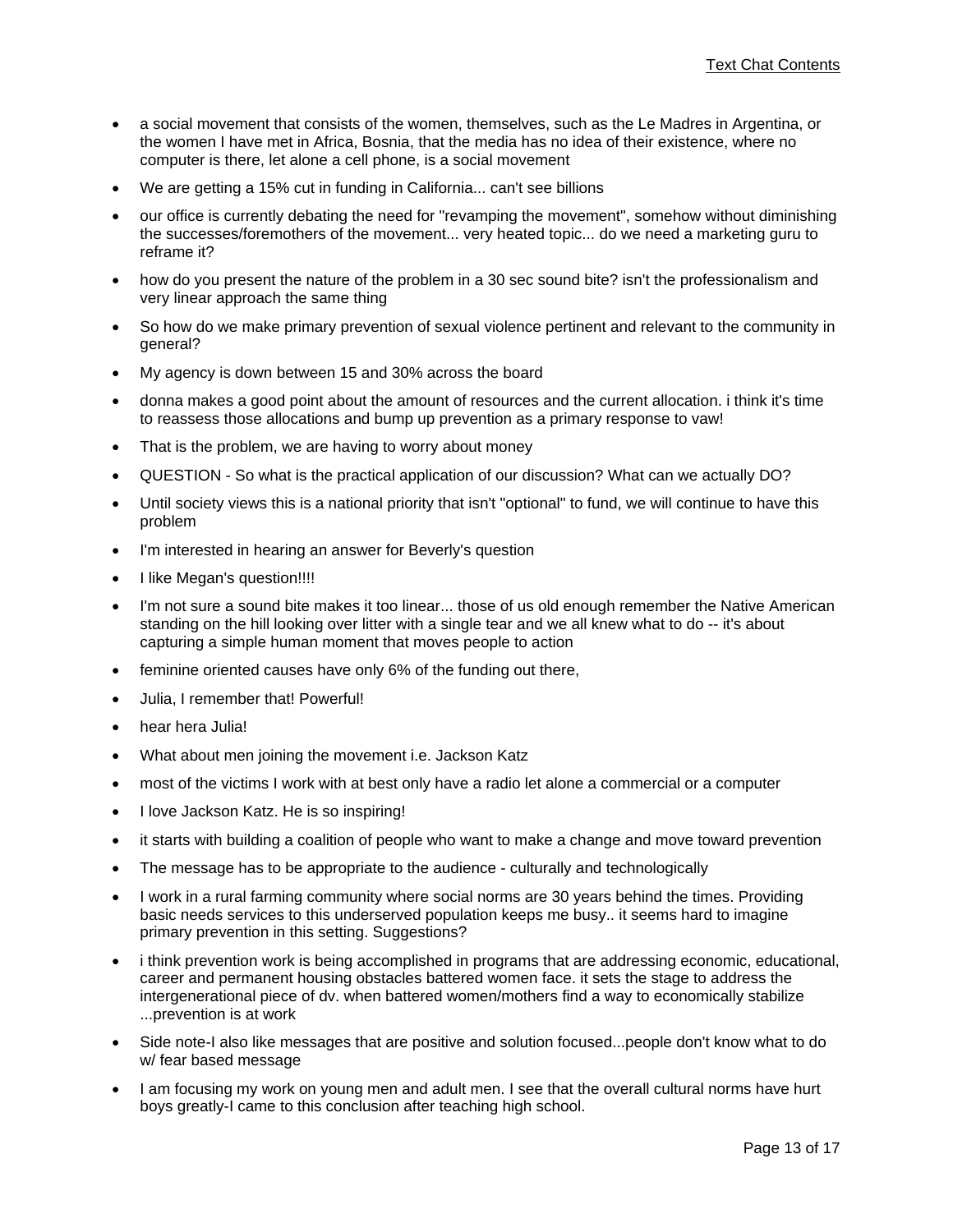- a social movement that consists of the women, themselves, such as the Le Madres in Argentina, or the women I have met in Africa, Bosnia, that the media has no idea of their existence, where no computer is there, let alone a cell phone, is a social movement
- We are getting a 15% cut in funding in California... can't see billions
- our office is currently debating the need for "revamping the movement", somehow without diminishing the successes/foremothers of the movement... very heated topic... do we need a marketing guru to reframe it?
- how do you present the nature of the problem in a 30 sec sound bite? isn't the professionalism and very linear approach the same thing
- So how do we make primary prevention of sexual violence pertinent and relevant to the community in general?
- My agency is down between 15 and 30% across the board
- donna makes a good point about the amount of resources and the current allocation. i think it's time to reassess those allocations and bump up prevention as a primary response to vaw!
- That is the problem, we are having to worry about money
- QUESTION - So what is the practical application of our discussion? What can we actually DO?
- Until society views this is a national priority that isn't "optional" to fund, we will continue to have this problem
- I'm interested in hearing an answer for Beverly's question
- I like Megan's question!!!!
- I'm not sure a sound bite makes it too linear... those of us old enough remember the Native American standing on the hill looking over litter with a single tear and we all knew what to do -- it's about capturing a simple human moment that moves people to action
- feminine oriented causes have only 6% of the funding out there,
- Julia, I remember that! Powerful!
- hear hera Julia!
- What about men joining the movement i.e. Jackson Katz
- most of the victims I work with at best only have a radio let alone a commercial or a computer
- I love Jackson Katz. He is so inspiring!
- it starts with building a coalition of people who want to make a change and move toward prevention
- The message has to be appropriate to the audience - culturally and technologically
- I work in a rural farming community where social norms are 30 years behind the times. Providing basic needs services to this underserved population keeps me busy.. it seems hard to imagine primary prevention in this setting. Suggestions?
- i think prevention work is being accomplished in programs that are addressing economic, educational, career and permanent housing obstacles battered women face. it sets the stage to address the intergenerational piece of dv. when battered women/mothers find a way to economically stabilize ...prevention is at work
- Side note-I also like messages that are positive and solution focused...people don't know what to do w/ fear based message
- I am focusing my work on young men and adult men. I see that the overall cultural norms have hurt boys greatly-I came to this conclusion after teaching high school.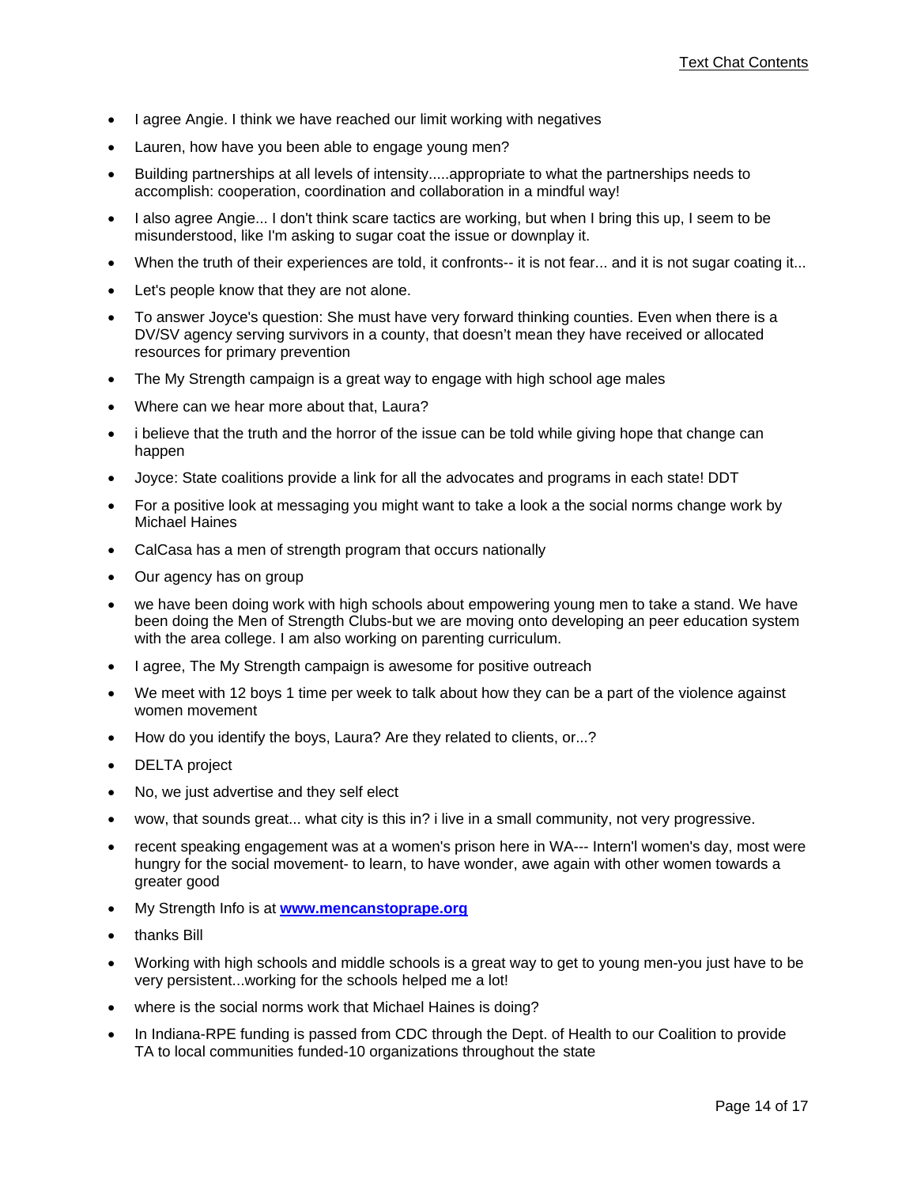- I agree Angie. I think we have reached our limit working with negatives
- Lauren, how have you been able to engage young men?
- Building partnerships at all levels of intensity.....appropriate to what the partnerships needs to accomplish: cooperation, coordination and collaboration in a mindful way!
- I also agree Angie... I don't think scare tactics are working, but when I bring this up, I seem to be misunderstood, like I'm asking to sugar coat the issue or downplay it.
- When the truth of their experiences are told, it confronts-- it is not fear... and it is not sugar coating it...
- Let's people know that they are not alone.
- To answer Joyce's question: She must have very forward thinking counties. Even when there is a DV/SV agency serving survivors in a county, that doesn't mean they have received or allocated resources for primary prevention
- The My Strength campaign is a great way to engage with high school age males
- Where can we hear more about that, Laura?
- i believe that the truth and the horror of the issue can be told while giving hope that change can happen
- Joyce: State coalitions provide a link for all the advocates and programs in each state! DDT
- For a positive look at messaging you might want to take a look a the social norms change work by Michael Haines
- CalCasa has a men of strength program that occurs nationally
- Our agency has on group
- we have been doing work with high schools about empowering young men to take a stand. We have been doing the Men of Strength Clubs-but we are moving onto developing an peer education system with the area college. I am also working on parenting curriculum.
- I agree, The My Strength campaign is awesome for positive outreach
- We meet with 12 boys 1 time per week to talk about how they can be a part of the violence against women movement
- How do you identify the boys, Laura? Are they related to clients, or...?
- DELTA project
- No, we just advertise and they self elect
- wow, that sounds great... what city is this in? i live in a small community, not very progressive.
- recent speaking engagement was at a women's prison here in WA--- Intern'l women's day, most were hungry for the social movement- to learn, to have wonder, awe again with other women towards a greater good
- My Strength Info is at **www.mencanstoprape.org**
- thanks Bill
- Working with high schools and middle schools is a great way to get to young men-you just have to be very persistent...working for the schools helped me a lot!
- where is the social norms work that Michael Haines is doing?
- In Indiana-RPE funding is passed from CDC through the Dept. of Health to our Coalition to provide TA to local communities funded-10 organizations throughout the state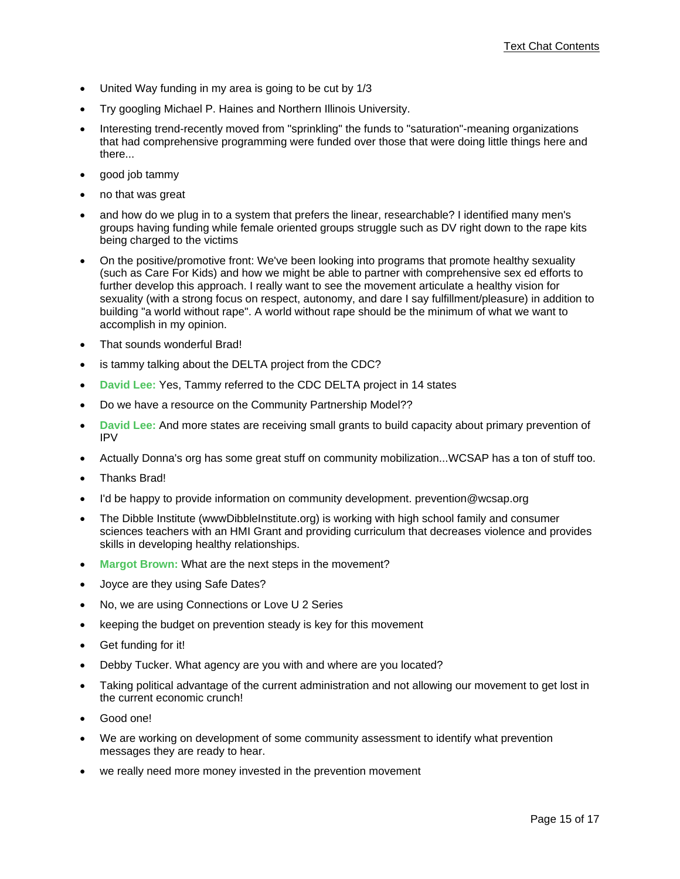- United Way funding in my area is going to be cut by 1/3
- Try googling Michael P. Haines and Northern Illinois University.
- Interesting trend-recently moved from "sprinkling" the funds to "saturation"-meaning organizations that had comprehensive programming were funded over those that were doing little things here and there...
- good job tammy
- no that was great
- and how do we plug in to a system that prefers the linear, researchable? I identified many men's groups having funding while female oriented groups struggle such as DV right down to the rape kits being charged to the victims
- On the positive/promotive front: We've been looking into programs that promote healthy sexuality (such as Care For Kids) and how we might be able to partner with comprehensive sex ed efforts to further develop this approach. I really want to see the movement articulate a healthy vision for sexuality (with a strong focus on respect, autonomy, and dare I say fulfillment/pleasure) in addition to building "a world without rape". A world without rape should be the minimum of what we want to accomplish in my opinion.
- That sounds wonderful Brad!
- is tammy talking about the DELTA project from the CDC?
- **David Lee:** Yes, Tammy referred to the CDC DELTA project in 14 states
- Do we have a resource on the Community Partnership Model??
- **David Lee:** And more states are receiving small grants to build capacity about primary prevention of IPV
- Actually Donna's org has some great stuff on community mobilization...WCSAP has a ton of stuff too.
- Thanks Brad!
- I'd be happy to provide information on community development. prevention@wcsap.org
- The Dibble Institute (wwwDibbleInstitute.org) is working with high school family and consumer sciences teachers with an HMI Grant and providing curriculum that decreases violence and provides skills in developing healthy relationships.
- **Margot Brown:** What are the next steps in the movement?
- Joyce are they using Safe Dates?
- No, we are using Connections or Love U 2 Series
- keeping the budget on prevention steady is key for this movement
- Get funding for it!
- Debby Tucker. What agency are you with and where are you located?
- Taking political advantage of the current administration and not allowing our movement to get lost in the current economic crunch!
- Good one!
- We are working on development of some community assessment to identify what prevention messages they are ready to hear.
- we really need more money invested in the prevention movement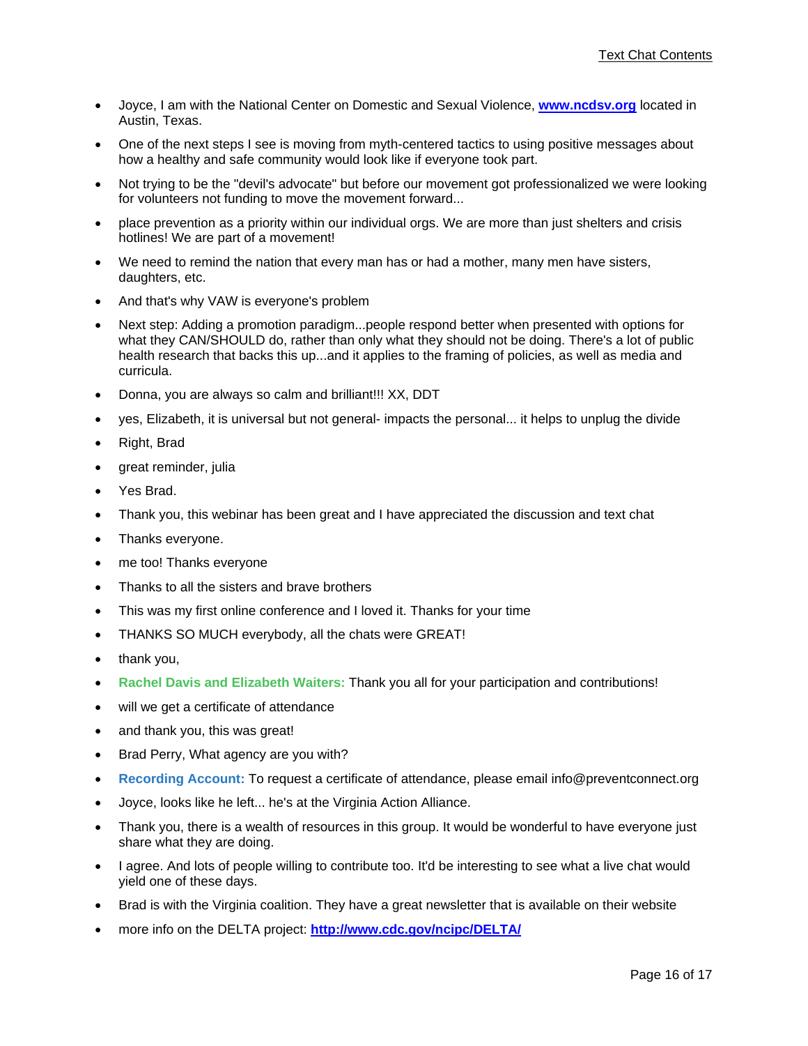- Joyce, I am with the National Center on Domestic and Sexual Violence, **www.ncdsv.org** located in Austin, Texas.
- One of the next steps I see is moving from myth-centered tactics to using positive messages about how a healthy and safe community would look like if everyone took part.
- Not trying to be the "devil's advocate" but before our movement got professionalized we were looking for volunteers not funding to move the movement forward...
- place prevention as a priority within our individual orgs. We are more than just shelters and crisis hotlines! We are part of a movement!
- We need to remind the nation that every man has or had a mother, many men have sisters, daughters, etc.
- And that's why VAW is everyone's problem
- Next step: Adding a promotion paradigm...people respond better when presented with options for what they CAN/SHOULD do, rather than only what they should not be doing. There's a lot of public health research that backs this up...and it applies to the framing of policies, as well as media and curricula.
- Donna, you are always so calm and brilliant!!! XX, DDT
- yes, Elizabeth, it is universal but not general- impacts the personal... it helps to unplug the divide
- Right, Brad
- great reminder, julia
- Yes Brad.
- Thank you, this webinar has been great and I have appreciated the discussion and text chat
- Thanks everyone.
- me too! Thanks everyone
- Thanks to all the sisters and brave brothers
- This was my first online conference and I loved it. Thanks for your time
- THANKS SO MUCH everybody, all the chats were GREAT!
- thank you,
- **Rachel Davis and Elizabeth Waiters:** Thank you all for your participation and contributions!
- will we get a certificate of attendance
- and thank you, this was great!
- Brad Perry, What agency are you with?
- **Recording Account:** To request a certificate of attendance, please email info@preventconnect.org
- Joyce, looks like he left... he's at the Virginia Action Alliance.
- Thank you, there is a wealth of resources in this group. It would be wonderful to have everyone just share what they are doing.
- I agree. And lots of people willing to contribute too. It'd be interesting to see what a live chat would yield one of these days.
- Brad is with the Virginia coalition. They have a great newsletter that is available on their website
- more info on the DELTA project: **http://www.cdc.gov/ncipc/DELTA/**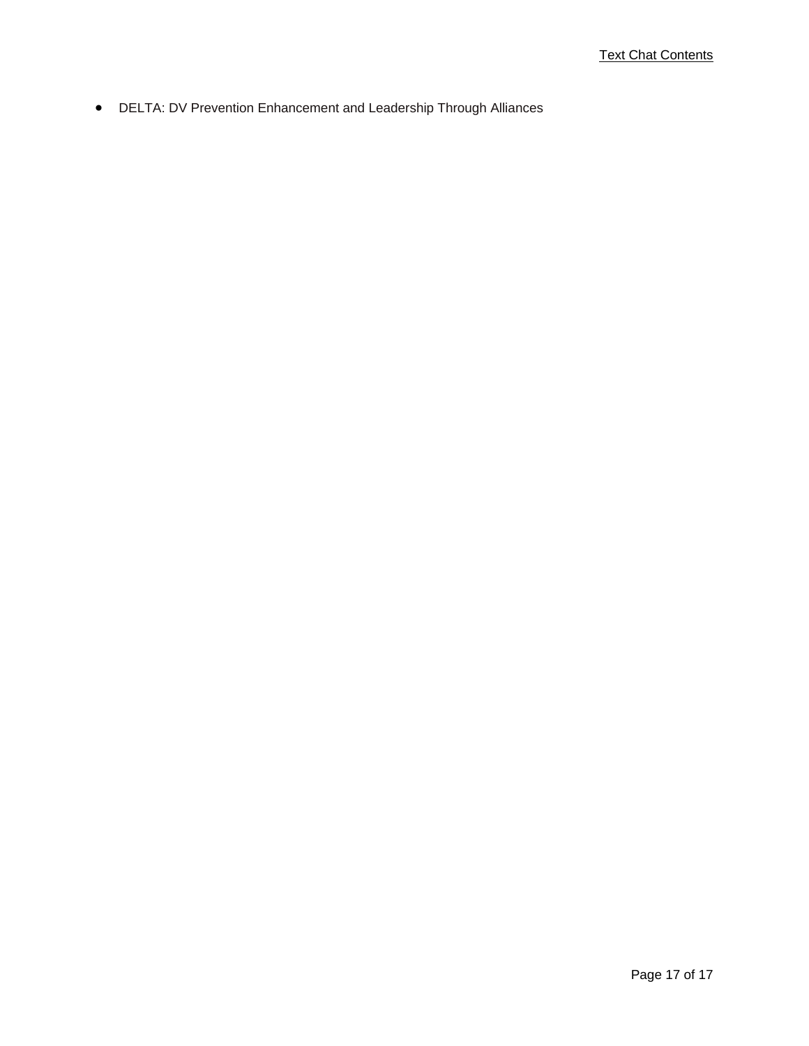- DELTA: DV Prevention Enhancement and Leadership Through Alliances